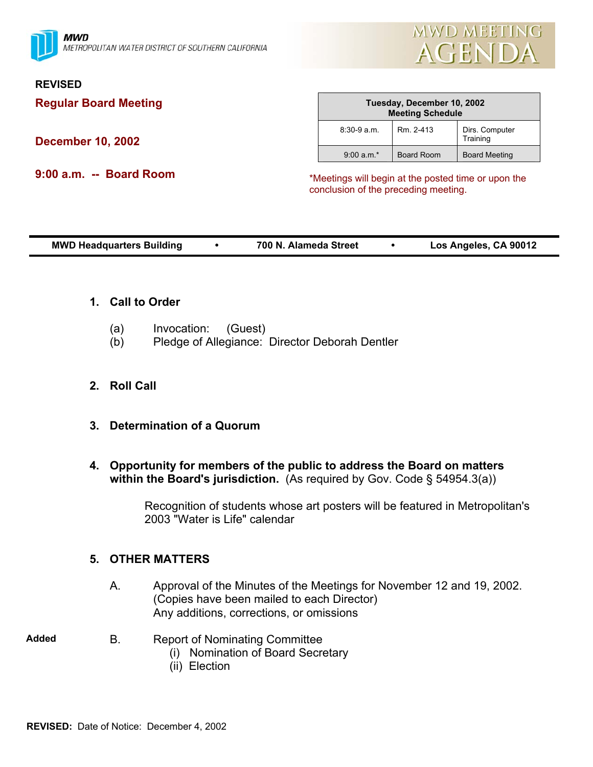MWD
METROPOLITAN WATER DISTRICT OF SOUTHERN CALIFORNIA

MWD MEETING
AGENDA

**REVISED**

## Regular Board Meeting

## December 10, 2002

## 9:00 a.m. -- Board Room

| Tuesday, December 10, 2002 Meeting Schedule | | |
|---|---|---|
| 8:30-9 a.m. | Rm. 2-413 | Dirs. Computer Training |
| 9:00 a.m.* | Board Room | Board Meeting |

*Meetings will begin at the posted time or upon the conclusion of the preceding meeting.

**MWD Headquarters Building • 700 N. Alameda Street • Los Angeles, CA 90012**

1. **Call to Order**

   (a) Invocation: (Guest)
   (b) Pledge of Allegiance: Director Deborah Dentler

2. **Roll Call**

3. **Determination of a Quorum**

4. **Opportunity for members of the public to address the Board on matters within the Board's jurisdiction.** (As required by Gov. Code § 54954.3(a))

   Recognition of students whose art posters will be featured in Metropolitan's 2003 "Water is Life" calendar

5. **OTHER MATTERS**

   A. Approval of the Minutes of the Meetings for November 12 and 19, 2002. (Copies have been mailed to each Director)
   Any additions, corrections, or omissions

   **Added** B. Report of Nominating Committee
   (i) Nomination of Board Secretary
   (ii) Election

**REVISED:** Date of Notice: December 4, 2002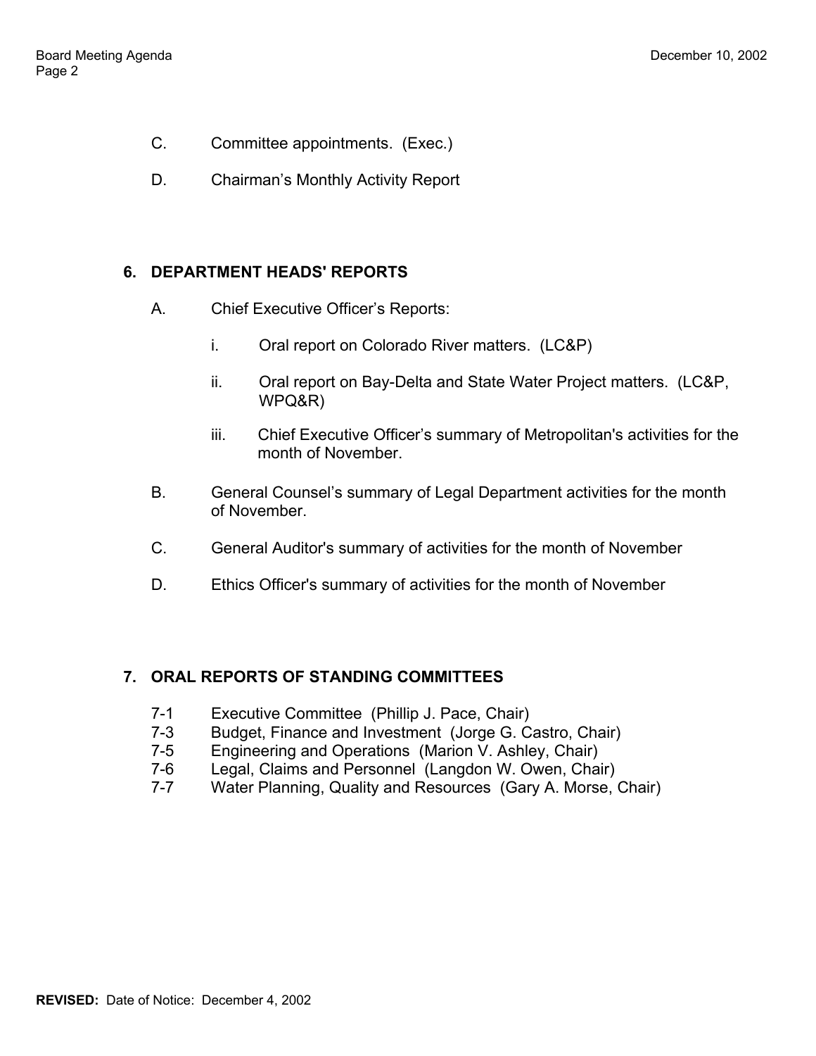C. Committee appointments. (Exec.)

D. Chairman's Monthly Activity Report

**6. DEPARTMENT HEADS' REPORTS**

A. Chief Executive Officer's Reports:

  i. Oral report on Colorado River matters. (LC&P)

  ii. Oral report on Bay-Delta and State Water Project matters. (LC&P, WPQ&R)

  iii. Chief Executive Officer's summary of Metropolitan's activities for the month of November.

B. General Counsel's summary of Legal Department activities for the month of November.

C. General Auditor's summary of activities for the month of November

D. Ethics Officer's summary of activities for the month of November

**7. ORAL REPORTS OF STANDING COMMITTEES**

7-1 Executive Committee (Phillip J. Pace, Chair)
7-3 Budget, Finance and Investment (Jorge G. Castro, Chair)
7-5 Engineering and Operations (Marion V. Ashley, Chair)
7-6 Legal, Claims and Personnel (Langdon W. Owen, Chair)
7-7 Water Planning, Quality and Resources (Gary A. Morse, Chair)

**REVISED:** Date of Notice: December 4, 2002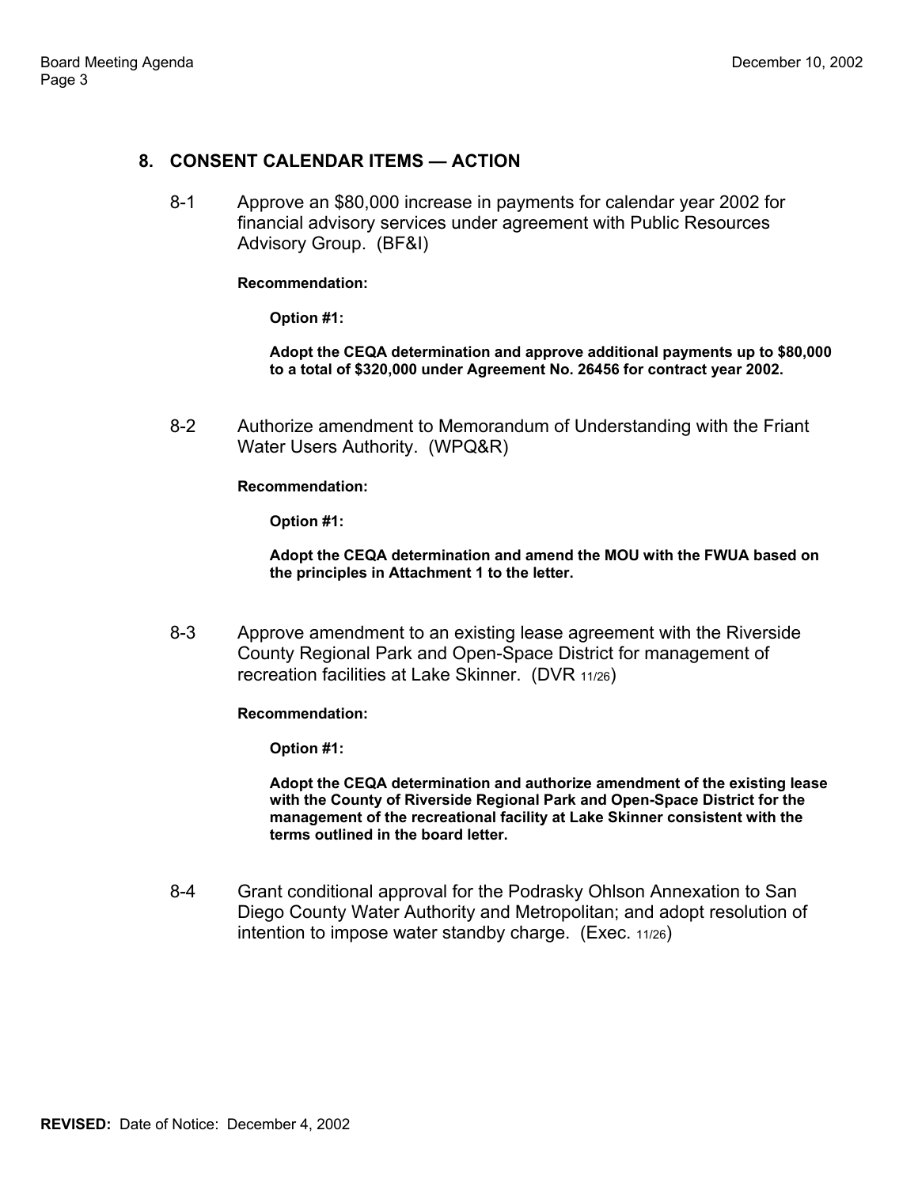## 8. CONSENT CALENDAR ITEMS — ACTION

8-1 Approve an $80,000 increase in payments for calendar year 2002 for financial advisory services under agreement with Public Resources Advisory Group. (BF&I)

**Recommendation:**

**Option #1:**

**Adopt the CEQA determination and approve additional payments up to $80,000 to a total of $320,000 under Agreement No. 26456 for contract year 2002.**

8-2 Authorize amendment to Memorandum of Understanding with the Friant Water Users Authority. (WPQ&R)

**Recommendation:**

**Option #1:**

**Adopt the CEQA determination and amend the MOU with the FWUA based on the principles in Attachment 1 to the letter.**

8-3 Approve amendment to an existing lease agreement with the Riverside County Regional Park and Open-Space District for management of recreation facilities at Lake Skinner. (DVR 11/26)

**Recommendation:**

**Option #1:**

**Adopt the CEQA determination and authorize amendment of the existing lease with the County of Riverside Regional Park and Open-Space District for the management of the recreational facility at Lake Skinner consistent with the terms outlined in the board letter.**

8-4 Grant conditional approval for the Podrasky Ohlson Annexation to San Diego County Water Authority and Metropolitan; and adopt resolution of intention to impose water standby charge. (Exec. 11/26)

**REVISED:** Date of Notice: December 4, 2002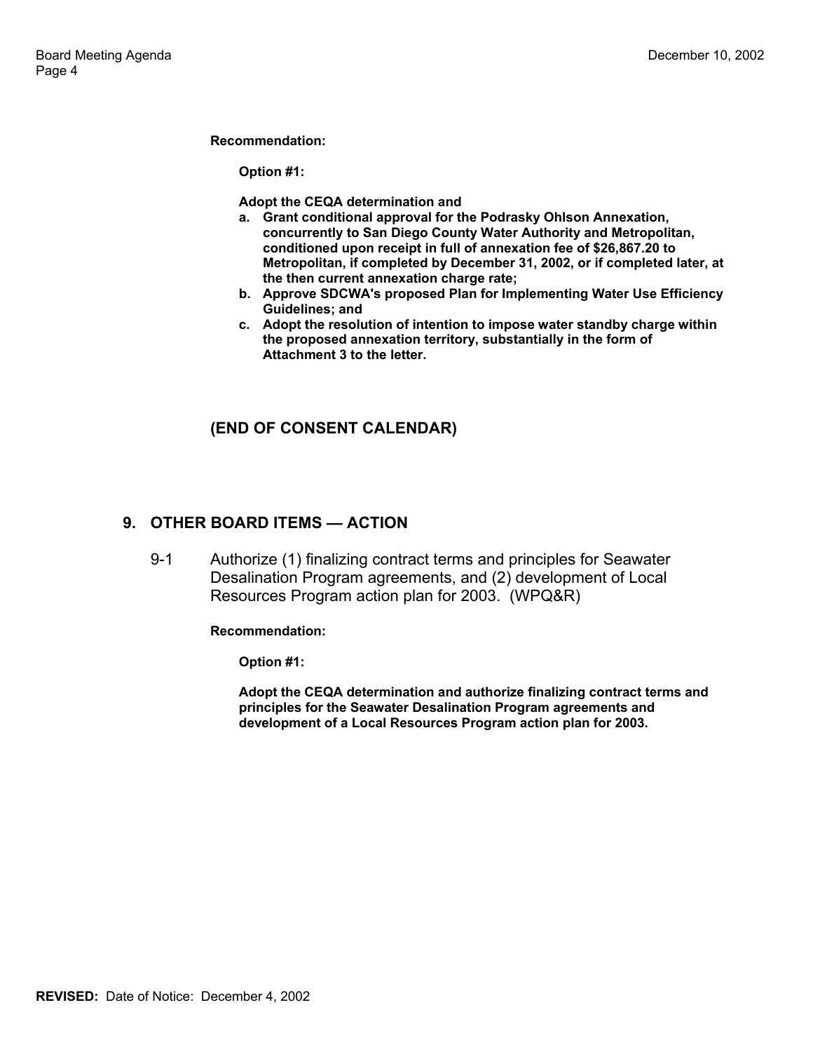**Recommendation:**

**Option #1:**

**Adopt the CEQA determination and**

- **a. Grant conditional approval for the Podrasky Ohlson Annexation, concurrently to San Diego County Water Authority and Metropolitan, conditioned upon receipt in full of annexation fee of $26,867.20 to Metropolitan, if completed by December 31, 2002, or if completed later, at the then current annexation charge rate;**
- **b. Approve SDCWA's proposed Plan for Implementing Water Use Efficiency Guidelines; and**
- **c. Adopt the resolution of intention to impose water standby charge within the proposed annexation territory, substantially in the form of Attachment 3 to the letter.**

**(END OF CONSENT CALENDAR)**

## 9. OTHER BOARD ITEMS — ACTION

9-1 Authorize (1) finalizing contract terms and principles for Seawater Desalination Program agreements, and (2) development of Local Resources Program action plan for 2003. (WPQ&R)

**Recommendation:**

**Option #1:**

**Adopt the CEQA determination and authorize finalizing contract terms and principles for the Seawater Desalination Program agreements and development of a Local Resources Program action plan for 2003.**

**REVISED:** Date of Notice: December 4, 2002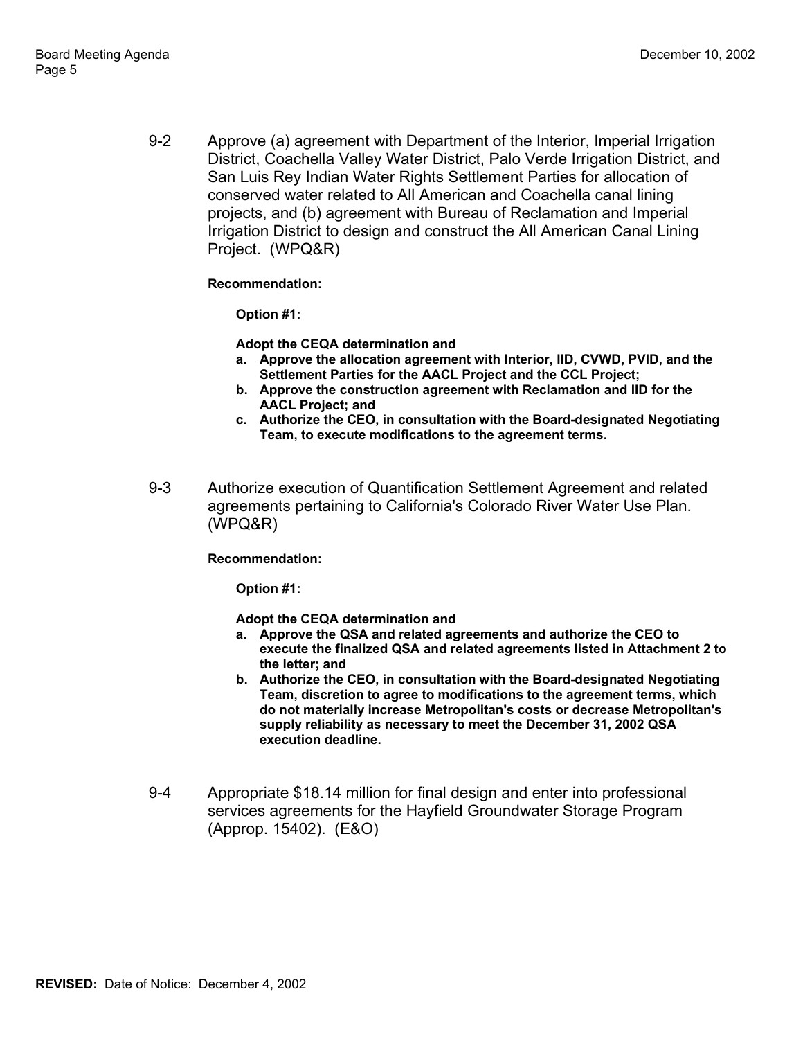9-2 Approve (a) agreement with Department of the Interior, Imperial Irrigation District, Coachella Valley Water District, Palo Verde Irrigation District, and San Luis Rey Indian Water Rights Settlement Parties for allocation of conserved water related to All American and Coachella canal lining projects, and (b) agreement with Bureau of Reclamation and Imperial Irrigation District to design and construct the All American Canal Lining Project. (WPQ&R)

**Recommendation:**

**Option #1:**

**Adopt the CEQA determination and**

**a. Approve the allocation agreement with Interior, IID, CVWD, PVID, and the Settlement Parties for the AACL Project and the CCL Project;**
**b. Approve the construction agreement with Reclamation and IID for the AACL Project; and**
**c. Authorize the CEO, in consultation with the Board-designated Negotiating Team, to execute modifications to the agreement terms.**

9-3 Authorize execution of Quantification Settlement Agreement and related agreements pertaining to California's Colorado River Water Use Plan. (WPQ&R)

**Recommendation:**

**Option #1:**

**Adopt the CEQA determination and**

**a. Approve the QSA and related agreements and authorize the CEO to execute the finalized QSA and related agreements listed in Attachment 2 to the letter; and**
**b. Authorize the CEO, in consultation with the Board-designated Negotiating Team, discretion to agree to modifications to the agreement terms, which do not materially increase Metropolitan's costs or decrease Metropolitan's supply reliability as necessary to meet the December 31, 2002 QSA execution deadline.**

9-4 Appropriate $18.14 million for final design and enter into professional services agreements for the Hayfield Groundwater Storage Program (Approp. 15402). (E&O)

**REVISED:** Date of Notice: December 4, 2002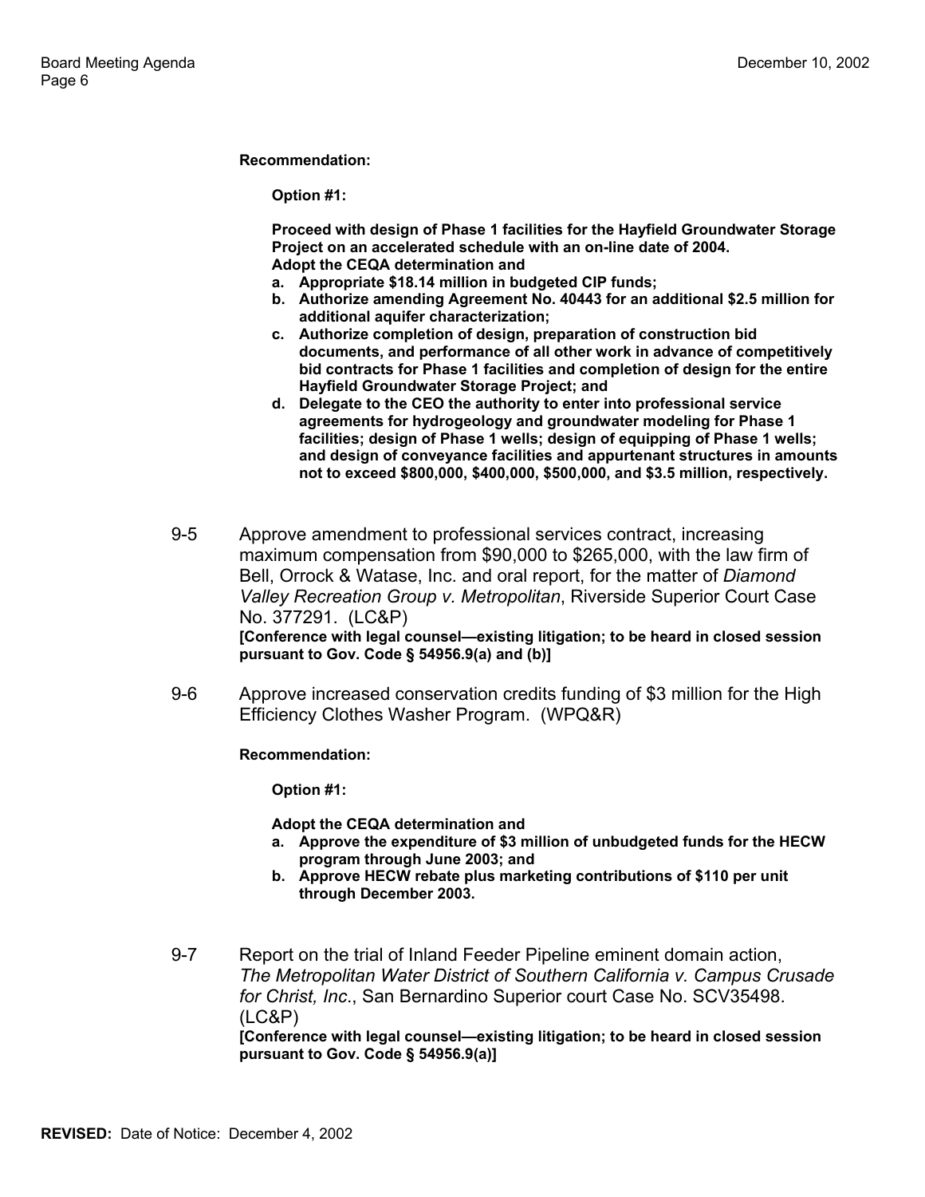**Recommendation:**

**Option #1:**

**Proceed with design of Phase 1 facilities for the Hayfield Groundwater Storage Project on an accelerated schedule with an on-line date of 2004.**
**Adopt the CEQA determination and**

- **a. Appropriate $18.14 million in budgeted CIP funds;**
- **b. Authorize amending Agreement No. 40443 for an additional $2.5 million for additional aquifer characterization;**
- **c. Authorize completion of design, preparation of construction bid documents, and performance of all other work in advance of competitively bid contracts for Phase 1 facilities and completion of design for the entire Hayfield Groundwater Storage Project; and**
- **d. Delegate to the CEO the authority to enter into professional service agreements for hydrogeology and groundwater modeling for Phase 1 facilities; design of Phase 1 wells; design of equipping of Phase 1 wells; and design of conveyance facilities and appurtenant structures in amounts not to exceed $800,000, $400,000, $500,000, and $3.5 million, respectively.**

9-5 Approve amendment to professional services contract, increasing maximum compensation from $90,000 to $265,000, with the law firm of Bell, Orrock & Watase, Inc. and oral report, for the matter of *Diamond Valley Recreation Group v. Metropolitan*, Riverside Superior Court Case No. 377291. (LC&P)
**[Conference with legal counsel—existing litigation; to be heard in closed session pursuant to Gov. Code § 54956.9(a) and (b)]**

9-6 Approve increased conservation credits funding of $3 million for the High Efficiency Clothes Washer Program. (WPQ&R)

**Recommendation:**

**Option #1:**

**Adopt the CEQA determination and**

- **a. Approve the expenditure of $3 million of unbudgeted funds for the HECW program through June 2003; and**
- **b. Approve HECW rebate plus marketing contributions of $110 per unit through December 2003.**

9-7 Report on the trial of Inland Feeder Pipeline eminent domain action, *The Metropolitan Water District of Southern California v. Campus Crusade for Christ, Inc*., San Bernardino Superior court Case No. SCV35498. (LC&P)
**[Conference with legal counsel—existing litigation; to be heard in closed session pursuant to Gov. Code § 54956.9(a)]**

**REVISED:** Date of Notice: December 4, 2002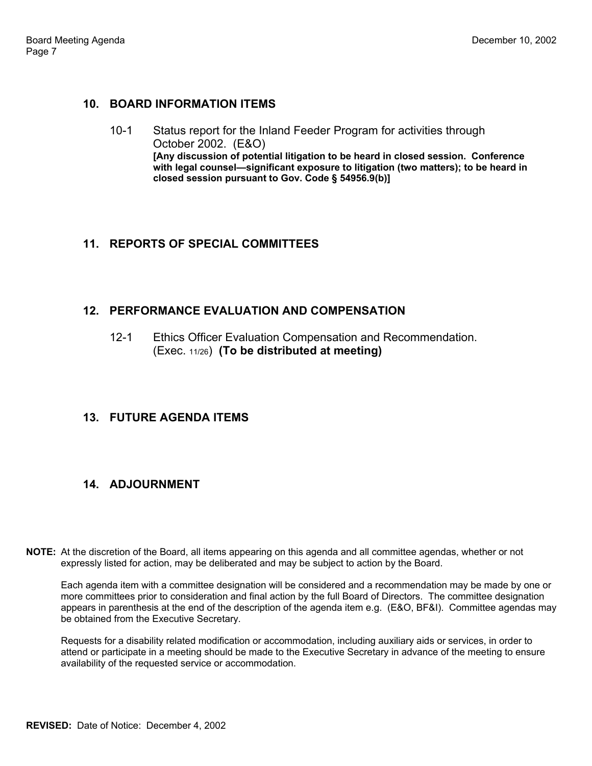## 10. BOARD INFORMATION ITEMS

10-1 Status report for the Inland Feeder Program for activities through October 2002. (E&O)
**[Any discussion of potential litigation to be heard in closed session. Conference with legal counsel—significant exposure to litigation (two matters); to be heard in closed session pursuant to Gov. Code § 54956.9(b)]**

## 11. REPORTS OF SPECIAL COMMITTEES

## 12. PERFORMANCE EVALUATION AND COMPENSATION

12-1 Ethics Officer Evaluation Compensation and Recommendation. (Exec. 11/26) **(To be distributed at meeting)**

## 13. FUTURE AGENDA ITEMS

## 14. ADJOURNMENT

**NOTE:** At the discretion of the Board, all items appearing on this agenda and all committee agendas, whether or not expressly listed for action, may be deliberated and may be subject to action by the Board.

Each agenda item with a committee designation will be considered and a recommendation may be made by one or more committees prior to consideration and final action by the full Board of Directors. The committee designation appears in parenthesis at the end of the description of the agenda item e.g. (E&O, BF&I). Committee agendas may be obtained from the Executive Secretary.

Requests for a disability related modification or accommodation, including auxiliary aids or services, in order to attend or participate in a meeting should be made to the Executive Secretary in advance of the meeting to ensure availability of the requested service or accommodation.

**REVISED:** Date of Notice: December 4, 2002